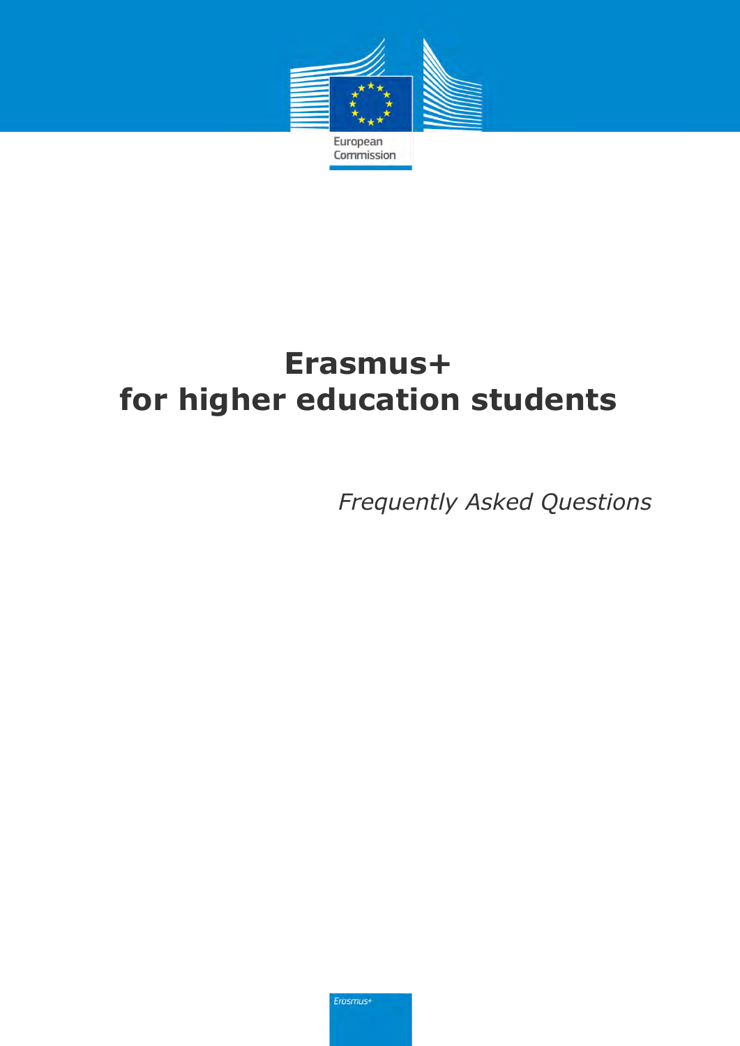European Commission

# Erasmus+ for higher education students

*Frequently Asked Questions*

*Erasmus+*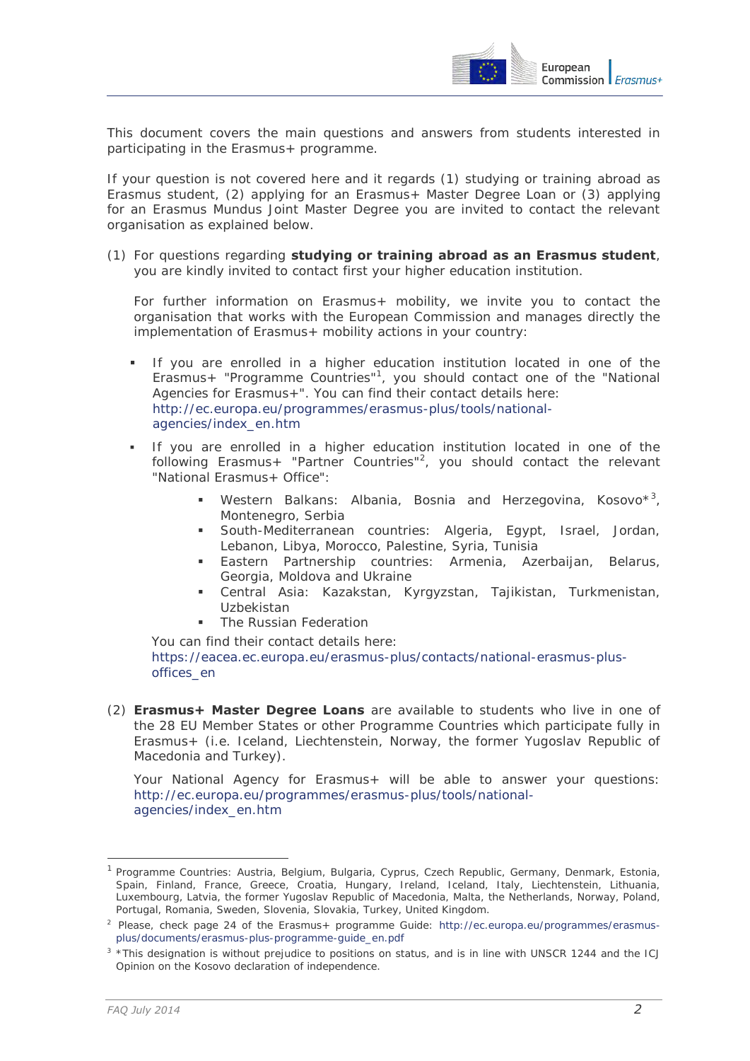This document covers the main questions and answers from students interested in participating in the Erasmus+ programme.

If your question is not covered here and it regards (1) studying or training abroad as Erasmus student, (2) applying for an Erasmus+ Master Degree Loan or (3) applying for an Erasmus Mundus Joint Master Degree you are invited to contact the relevant organisation as explained below.

(1) For questions regarding **studying or training abroad as an Erasmus student**, you are kindly invited to contact first your higher education institution.

For further information on Erasmus+ mobility, we invite you to contact the organisation that works with the European Commission and manages directly the implementation of Erasmus+ mobility actions in your country:

- If you are enrolled in a higher education institution located in one of the Erasmus+ "Programme Countries"[1], you should contact one of the "National Agencies for Erasmus+". You can find their contact details here: http://ec.europa.eu/programmes/erasmus-plus/tools/national-agencies/index_en.htm
- If you are enrolled in a higher education institution located in one of the following Erasmus+ "Partner Countries"[2], you should contact the relevant "National Erasmus+ Office":
  - Western Balkans: Albania, Bosnia and Herzegovina, Kosovo*[3], Montenegro, Serbia
  - South-Mediterranean countries: Algeria, Egypt, Israel, Jordan, Lebanon, Libya, Morocco, Palestine, Syria, Tunisia
  - Eastern Partnership countries: Armenia, Azerbaijan, Belarus, Georgia, Moldova and Ukraine
  - Central Asia: Kazakstan, Kyrgyzstan, Tajikistan, Turkmenistan, Uzbekistan
  - The Russian Federation

  You can find their contact details here: https://eacea.ec.europa.eu/erasmus-plus/contacts/national-erasmus-plus-offices_en

(2) **Erasmus+ Master Degree Loans** are available to students who live in one of the 28 EU Member States or other Programme Countries which participate fully in Erasmus+ (i.e. Iceland, Liechtenstein, Norway, the former Yugoslav Republic of Macedonia and Turkey).

Your National Agency for Erasmus+ will be able to answer your questions: http://ec.europa.eu/programmes/erasmus-plus/tools/national-agencies/index_en.htm

---

[1] Programme Countries: Austria, Belgium, Bulgaria, Cyprus, Czech Republic, Germany, Denmark, Estonia, Spain, Finland, France, Greece, Croatia, Hungary, Ireland, Iceland, Italy, Liechtenstein, Lithuania, Luxembourg, Latvia, the former Yugoslav Republic of Macedonia, Malta, the Netherlands, Norway, Poland, Portugal, Romania, Sweden, Slovenia, Slovakia, Turkey, United Kingdom.

[2] Please, check page 24 of the Erasmus+ programme Guide: http://ec.europa.eu/programmes/erasmus-plus/documents/erasmus-plus-programme-guide_en.pdf

[3] *This designation is without prejudice to positions on status, and is in line with UNSCR 1244 and the ICJ Opinion on the Kosovo declaration of independence.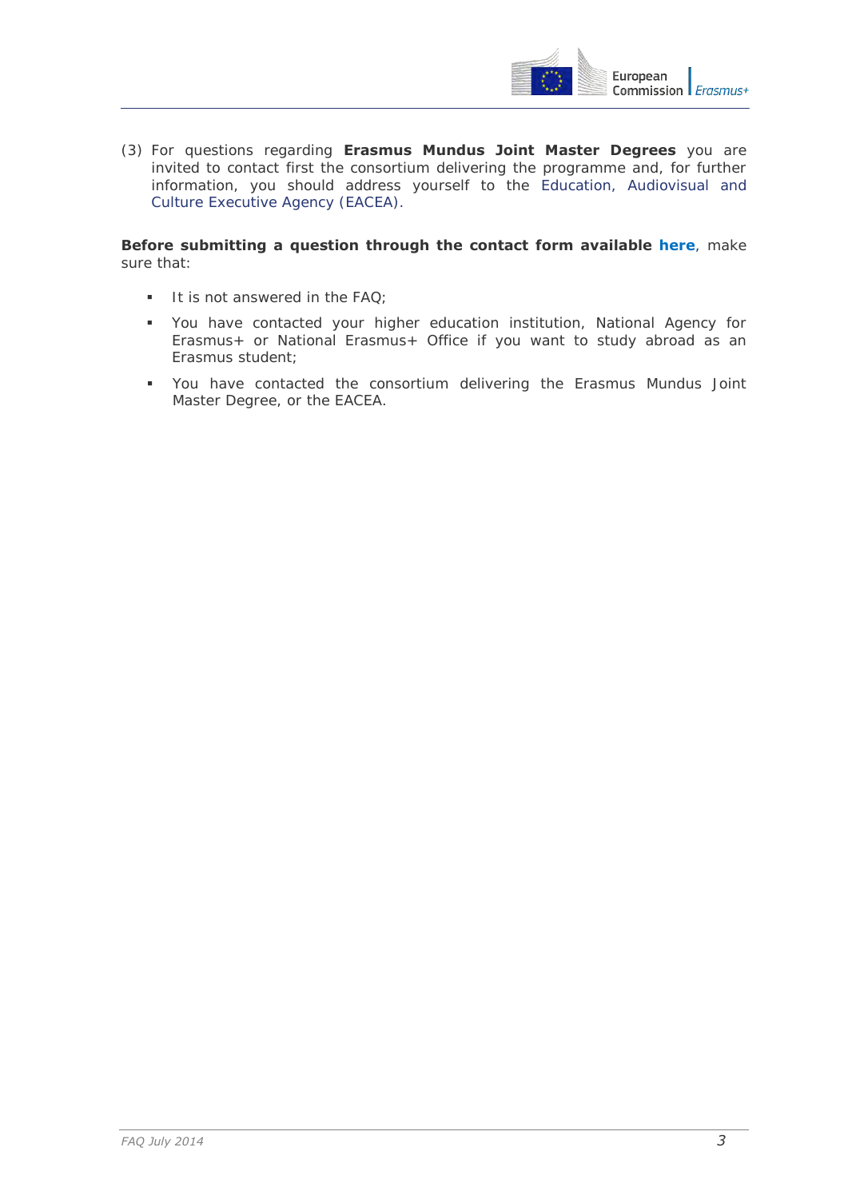(3) For questions regarding **Erasmus Mundus Joint Master Degrees** you are invited to contact first the consortium delivering the programme and, for further information, you should address yourself to the Education, Audiovisual and Culture Executive Agency (EACEA).

**Before submitting a question through the contact form available here**, make sure that:

- It is not answered in the FAQ;
- You have contacted your higher education institution, National Agency for Erasmus+ or National Erasmus+ Office if you want to study abroad as an Erasmus student;
- You have contacted the consortium delivering the Erasmus Mundus Joint Master Degree, or the EACEA.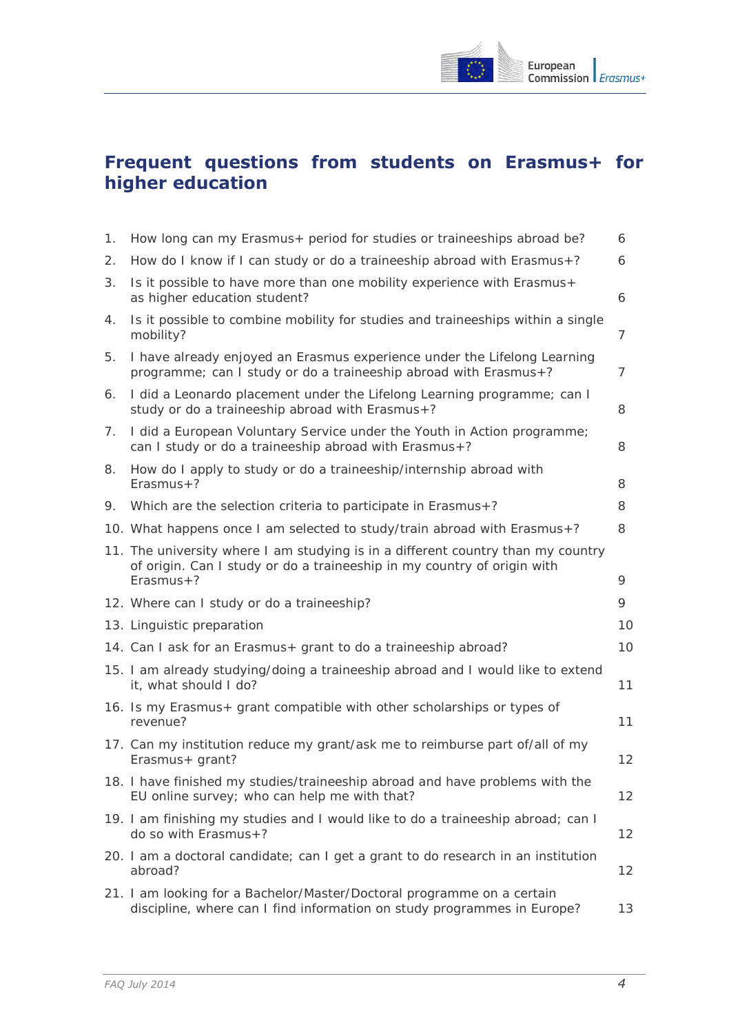# Frequent questions from students on Erasmus+ for higher education

| | | |
|---|---|---|
| 1. | How long can my Erasmus+ period for studies or traineeships abroad be? | 6 |
| 2. | How do I know if I can study or do a traineeship abroad with Erasmus+? | 6 |
| 3. | Is it possible to have more than one mobility experience with Erasmus+ as higher education student? | 6 |
| 4. | Is it possible to combine mobility for studies and traineeships within a single mobility? | 7 |
| 5. | I have already enjoyed an Erasmus experience under the Lifelong Learning programme; can I study or do a traineeship abroad with Erasmus+? | 7 |
| 6. | I did a Leonardo placement under the Lifelong Learning programme; can I study or do a traineeship abroad with Erasmus+? | 8 |
| 7. | I did a European Voluntary Service under the Youth in Action programme; can I study or do a traineeship abroad with Erasmus+? | 8 |
| 8. | How do I apply to study or do a traineeship/internship abroad with Erasmus+? | 8 |
| 9. | Which are the selection criteria to participate in Erasmus+? | 8 |
| 10. | What happens once I am selected to study/train abroad with Erasmus+? | 8 |
| 11. | The university where I am studying is in a different country than my country of origin. Can I study or do a traineeship in my country of origin with Erasmus+? | 9 |
| 12. | Where can I study or do a traineeship? | 9 |
| 13. | Linguistic preparation | 10 |
| 14. | Can I ask for an Erasmus+ grant to do a traineeship abroad? | 10 |
| 15. | I am already studying/doing a traineeship abroad and I would like to extend it, what should I do? | 11 |
| 16. | Is my Erasmus+ grant compatible with other scholarships or types of revenue? | 11 |
| 17. | Can my institution reduce my grant/ask me to reimburse part of/all of my Erasmus+ grant? | 12 |
| 18. | I have finished my studies/traineeship abroad and have problems with the EU online survey; who can help me with that? | 12 |
| 19. | I am finishing my studies and I would like to do a traineeship abroad; can I do so with Erasmus+? | 12 |
| 20. | I am a doctoral candidate; can I get a grant to do research in an institution abroad? | 12 |
| 21. | I am looking for a Bachelor/Master/Doctoral programme on a certain discipline, where can I find information on study programmes in Europe? | 13 |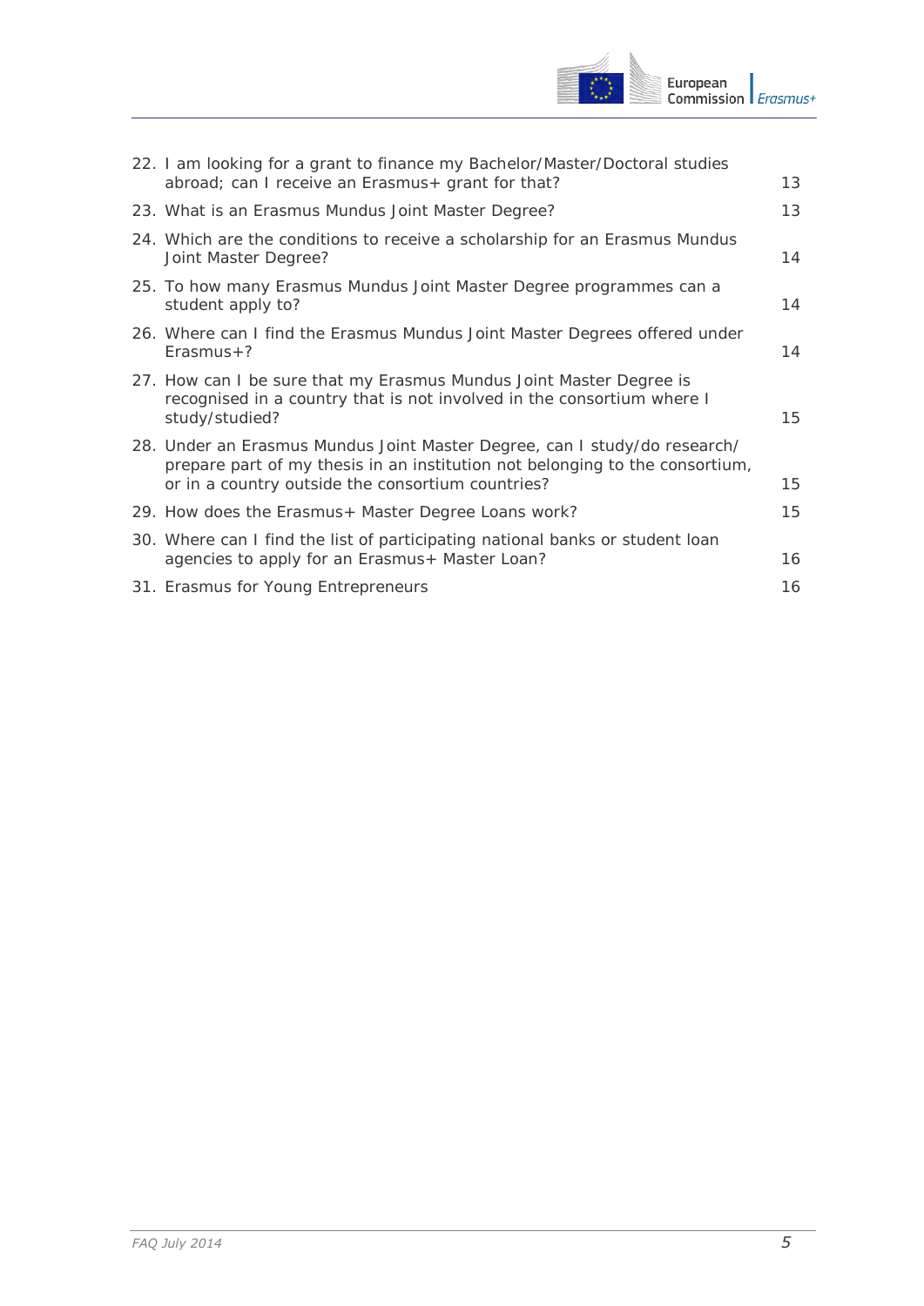22. I am looking for a grant to finance my Bachelor/Master/Doctoral studies abroad; can I receive an Erasmus+ grant for that? 13
23. What is an Erasmus Mundus Joint Master Degree? 13
24. Which are the conditions to receive a scholarship for an Erasmus Mundus Joint Master Degree? 14
25. To how many Erasmus Mundus Joint Master Degree programmes can a student apply to? 14
26. Where can I find the Erasmus Mundus Joint Master Degrees offered under Erasmus+? 14
27. How can I be sure that my Erasmus Mundus Joint Master Degree is recognised in a country that is not involved in the consortium where I study/studied? 15
28. Under an Erasmus Mundus Joint Master Degree, can I study/do research/ prepare part of my thesis in an institution not belonging to the consortium, or in a country outside the consortium countries? 15
29. How does the Erasmus+ Master Degree Loans work? 15
30. Where can I find the list of participating national banks or student loan agencies to apply for an Erasmus+ Master Loan? 16
31. Erasmus for Young Entrepreneurs 16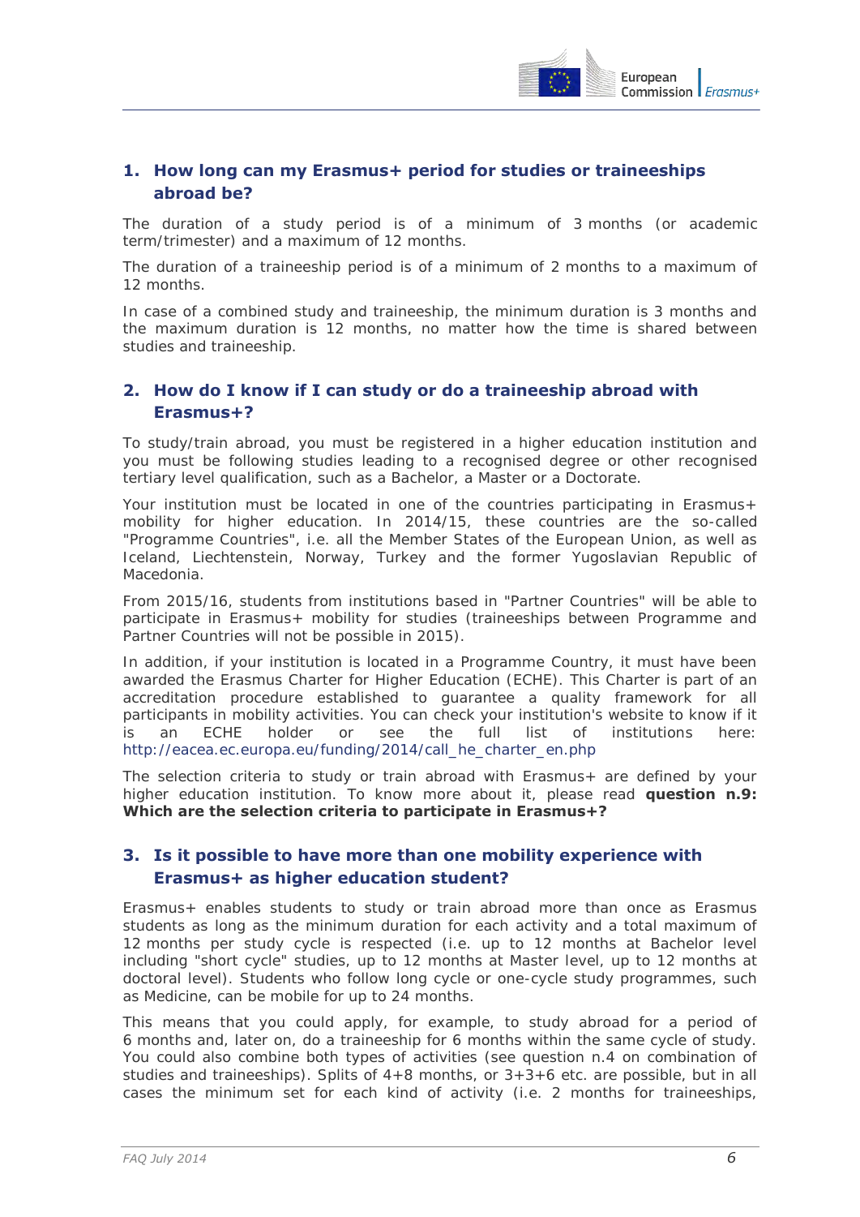## 1. How long can my Erasmus+ period for studies or traineeships abroad be?

The duration of a study period is of a minimum of 3 months (or academic term/trimester) and a maximum of 12 months.

The duration of a traineeship period is of a minimum of 2 months to a maximum of 12 months.

In case of a combined study and traineeship, the minimum duration is 3 months and the maximum duration is 12 months, no matter how the time is shared between studies and traineeship.

## 2. How do I know if I can study or do a traineeship abroad with Erasmus+?

To study/train abroad, you must be registered in a higher education institution and you must be following studies leading to a recognised degree or other recognised tertiary level qualification, such as a Bachelor, a Master or a Doctorate.

Your institution must be located in one of the countries participating in Erasmus+ mobility for higher education. In 2014/15, these countries are the so-called "Programme Countries", i.e. all the Member States of the European Union, as well as Iceland, Liechtenstein, Norway, Turkey and the former Yugoslavian Republic of Macedonia.

From 2015/16, students from institutions based in "Partner Countries" will be able to participate in Erasmus+ mobility for studies (traineeships between Programme and Partner Countries will not be possible in 2015).

In addition, if your institution is located in a Programme Country, it must have been awarded the Erasmus Charter for Higher Education (ECHE). This Charter is part of an accreditation procedure established to guarantee a quality framework for all participants in mobility activities. You can check your institution's website to know if it is an ECHE holder or see the full list of institutions here: http://eacea.ec.europa.eu/funding/2014/call_he_charter_en.php

The selection criteria to study or train abroad with Erasmus+ are defined by your higher education institution. To know more about it, please read **question n.9: Which are the selection criteria to participate in Erasmus+?**

## 3. Is it possible to have more than one mobility experience with Erasmus+ as higher education student?

Erasmus+ enables students to study or train abroad more than once as Erasmus students as long as the minimum duration for each activity and a total maximum of 12 months per study cycle is respected (i.e. up to 12 months at Bachelor level including "short cycle" studies, up to 12 months at Master level, up to 12 months at doctoral level). Students who follow long cycle or one-cycle study programmes, such as Medicine, can be mobile for up to 24 months.

This means that you could apply, for example, to study abroad for a period of 6 months and, later on, do a traineeship for 6 months within the same cycle of study. You could also combine both types of activities (see question n.4 on combination of studies and traineeships). Splits of 4+8 months, or 3+3+6 etc. are possible, but in all cases the minimum set for each kind of activity (i.e. 2 months for traineeships,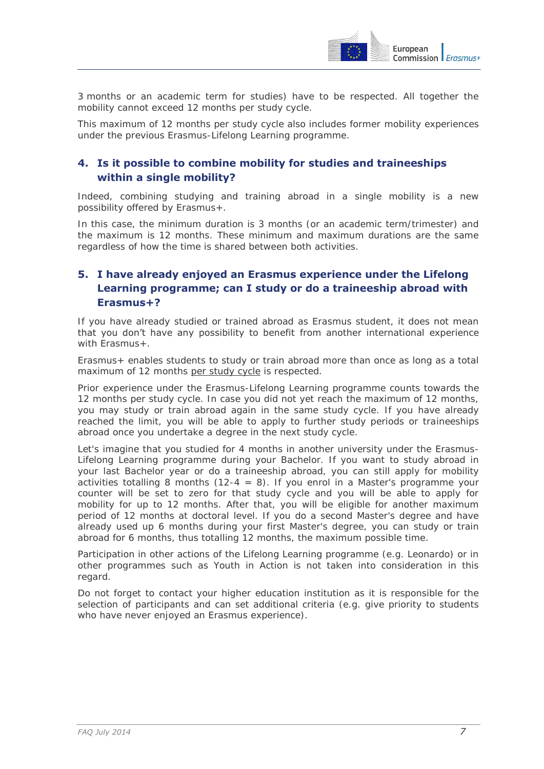3 months or an academic term for studies) have to be respected. All together the mobility cannot exceed 12 months per study cycle.

This maximum of 12 months per study cycle also includes former mobility experiences under the previous Erasmus-Lifelong Learning programme.

## 4. Is it possible to combine mobility for studies and traineeships within a single mobility?

Indeed, combining studying and training abroad in a single mobility is a new possibility offered by Erasmus+.

In this case, the minimum duration is 3 months (or an academic term/trimester) and the maximum is 12 months. These minimum and maximum durations are the same regardless of how the time is shared between both activities.

## 5. I have already enjoyed an Erasmus experience under the Lifelong Learning programme; can I study or do a traineeship abroad with Erasmus+?

If you have already studied or trained abroad as Erasmus student, it does not mean that you don't have any possibility to benefit from another international experience with Erasmus+.

Erasmus+ enables students to study or train abroad more than once as long as a total maximum of 12 months per study cycle is respected.

Prior experience under the Erasmus-Lifelong Learning programme counts towards the 12 months per study cycle. In case you did not yet reach the maximum of 12 months, you may study or train abroad again in the same study cycle. If you have already reached the limit, you will be able to apply to further study periods or traineeships abroad once you undertake a degree in the next study cycle.

Let's imagine that you studied for 4 months in another university under the Erasmus-Lifelong Learning programme during your Bachelor. If you want to study abroad in your last Bachelor year or do a traineeship abroad, you can still apply for mobility activities totalling 8 months (12-4 = 8). If you enrol in a Master's programme your counter will be set to zero for that study cycle and you will be able to apply for mobility for up to 12 months. After that, you will be eligible for another maximum period of 12 months at doctoral level. If you do a second Master's degree and have already used up 6 months during your first Master's degree, you can study or train abroad for 6 months, thus totalling 12 months, the maximum possible time.

Participation in other actions of the Lifelong Learning programme (e.g. Leonardo) or in other programmes such as Youth in Action is not taken into consideration in this regard.

Do not forget to contact your higher education institution as it is responsible for the selection of participants and can set additional criteria (e.g. give priority to students who have never enjoyed an Erasmus experience).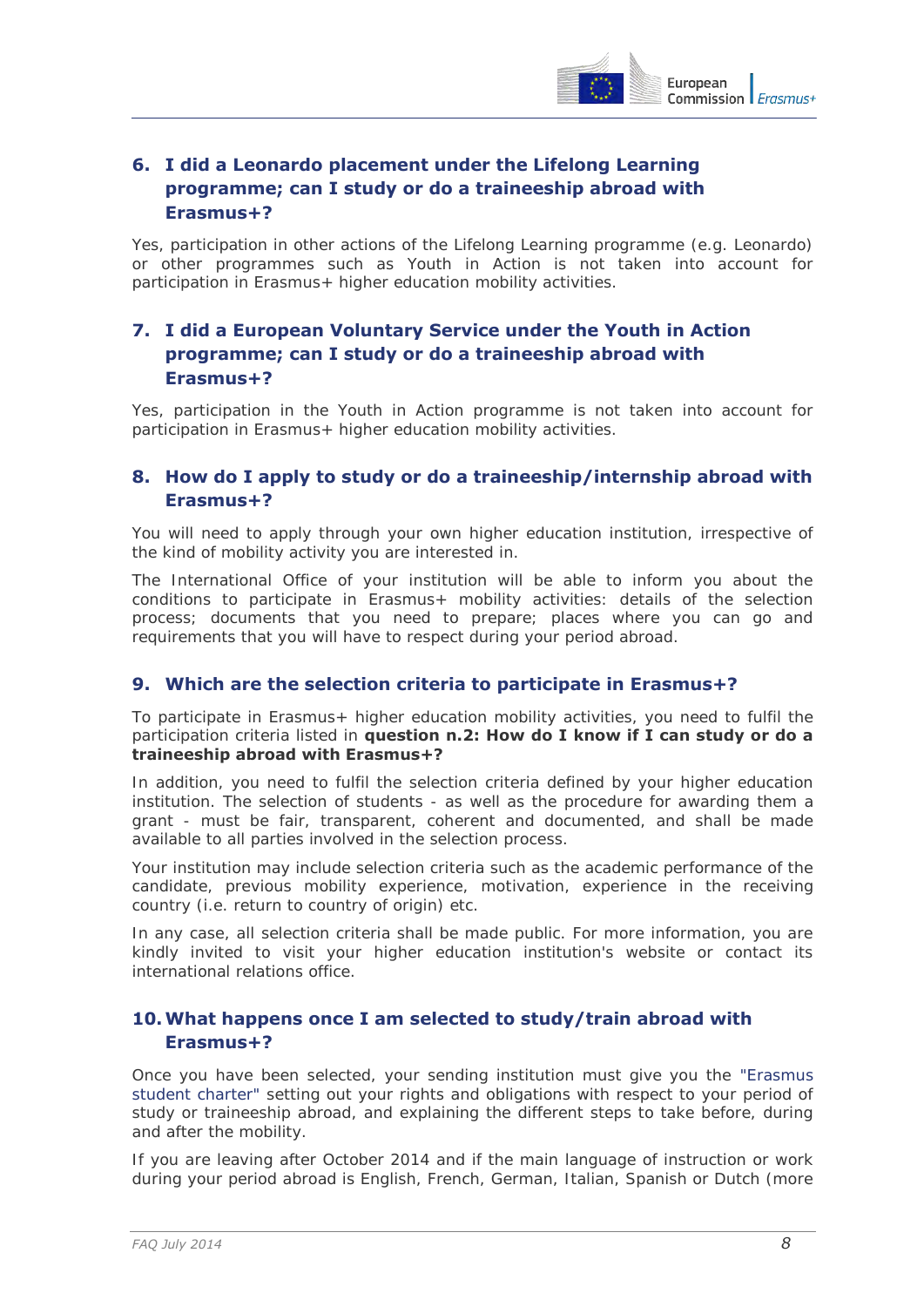## 6. I did a Leonardo placement under the Lifelong Learning programme; can I study or do a traineeship abroad with Erasmus+?

Yes, participation in other actions of the Lifelong Learning programme (e.g. Leonardo) or other programmes such as Youth in Action is not taken into account for participation in Erasmus+ higher education mobility activities.

## 7. I did a European Voluntary Service under the Youth in Action programme; can I study or do a traineeship abroad with Erasmus+?

Yes, participation in the Youth in Action programme is not taken into account for participation in Erasmus+ higher education mobility activities.

## 8. How do I apply to study or do a traineeship/internship abroad with Erasmus+?

You will need to apply through your own higher education institution, irrespective of the kind of mobility activity you are interested in.

The International Office of your institution will be able to inform you about the conditions to participate in Erasmus+ mobility activities: details of the selection process; documents that you need to prepare; places where you can go and requirements that you will have to respect during your period abroad.

## 9. Which are the selection criteria to participate in Erasmus+?

To participate in Erasmus+ higher education mobility activities, you need to fulfil the participation criteria listed in **question n.2: How do I know if I can study or do a traineeship abroad with Erasmus+?**

In addition, you need to fulfil the selection criteria defined by your higher education institution. The selection of students - as well as the procedure for awarding them a grant - must be fair, transparent, coherent and documented, and shall be made available to all parties involved in the selection process.

Your institution may include selection criteria such as the academic performance of the candidate, previous mobility experience, motivation, experience in the receiving country (i.e. return to country of origin) etc.

In any case, all selection criteria shall be made public. For more information, you are kindly invited to visit your higher education institution's website or contact its international relations office.

## 10. What happens once I am selected to study/train abroad with Erasmus+?

Once you have been selected, your sending institution must give you the "Erasmus student charter" setting out your rights and obligations with respect to your period of study or traineeship abroad, and explaining the different steps to take before, during and after the mobility.

If you are leaving after October 2014 and if the main language of instruction or work during your period abroad is English, French, German, Italian, Spanish or Dutch (more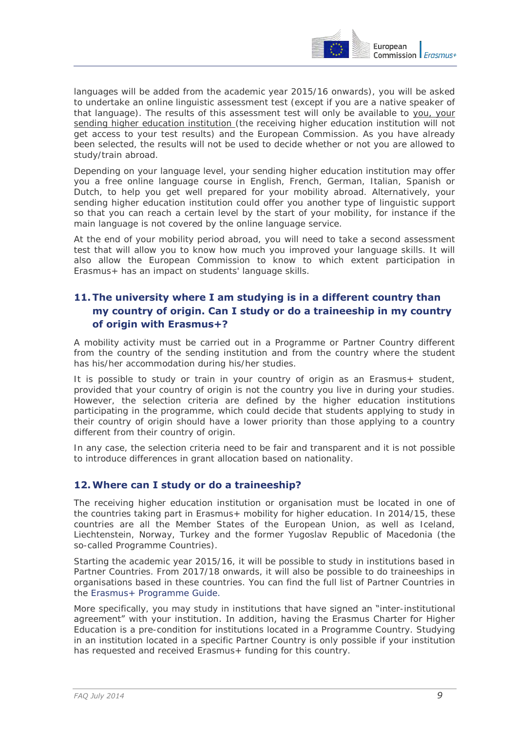languages will be added from the academic year 2015/16 onwards), you will be asked to undertake an online linguistic assessment test (except if you are a native speaker of that language). The results of this assessment test will only be available to you, your sending higher education institution (the receiving higher education institution will not get access to your test results) and the European Commission. As you have already been selected, the results will not be used to decide whether or not you are allowed to study/train abroad.

Depending on your language level, your sending higher education institution may offer you a free online language course in English, French, German, Italian, Spanish or Dutch, to help you get well prepared for your mobility abroad. Alternatively, your sending higher education institution could offer you another type of linguistic support so that you can reach a certain level by the start of your mobility, for instance if the main language is not covered by the online language service.

At the end of your mobility period abroad, you will need to take a second assessment test that will allow you to know how much you improved your language skills. It will also allow the European Commission to know to which extent participation in Erasmus+ has an impact on students' language skills.

## 11. The university where I am studying is in a different country than my country of origin. Can I study or do a traineeship in my country of origin with Erasmus+?

A mobility activity must be carried out in a Programme or Partner Country different from the country of the sending institution and from the country where the student has his/her accommodation during his/her studies.

It is possible to study or train in your country of origin as an Erasmus+ student, provided that your country of origin is not the country you live in during your studies. However, the selection criteria are defined by the higher education institutions participating in the programme, which could decide that students applying to study in their country of origin should have a lower priority than those applying to a country different from their country of origin.

In any case, the selection criteria need to be fair and transparent and it is not possible to introduce differences in grant allocation based on nationality.

## 12. Where can I study or do a traineeship?

The receiving higher education institution or organisation must be located in one of the countries taking part in Erasmus+ mobility for higher education. In 2014/15, these countries are all the Member States of the European Union, as well as Iceland, Liechtenstein, Norway, Turkey and the former Yugoslav Republic of Macedonia (the so-called Programme Countries).

Starting the academic year 2015/16, it will be possible to study in institutions based in Partner Countries. From 2017/18 onwards, it will also be possible to do traineeships in organisations based in these countries. You can find the full list of Partner Countries in the Erasmus+ Programme Guide.

More specifically, you may study in institutions that have signed an "inter-institutional agreement" with your institution. In addition, having the Erasmus Charter for Higher Education is a pre-condition for institutions located in a Programme Country. Studying in an institution located in a specific Partner Country is only possible if your institution has requested and received Erasmus+ funding for this country.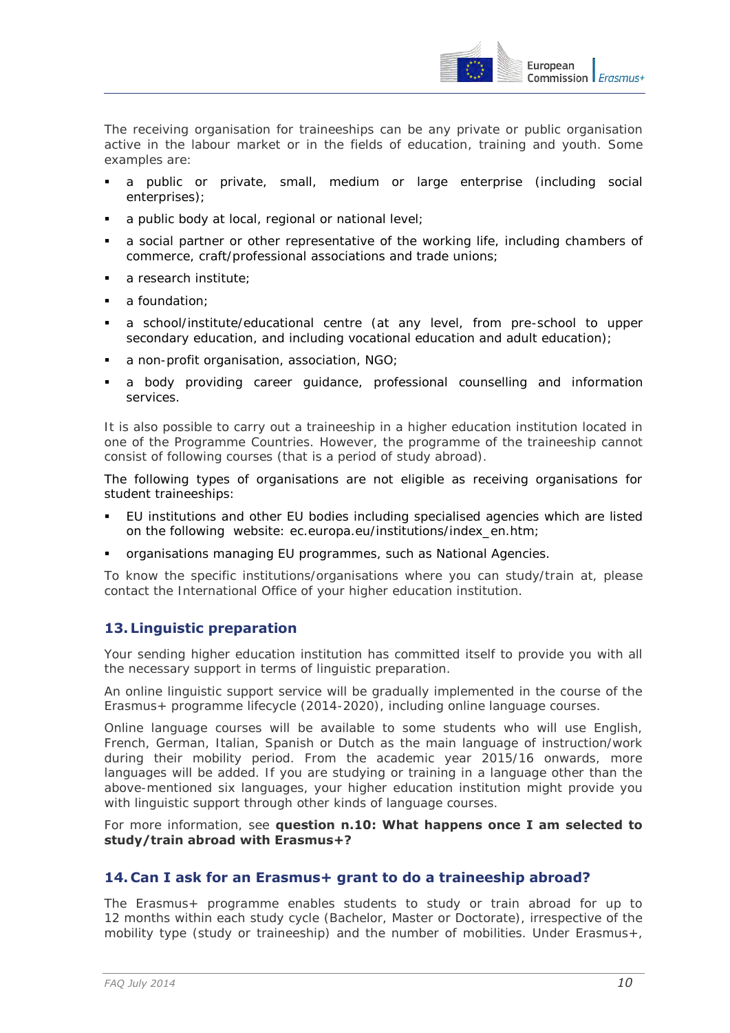The receiving organisation for traineeships can be any private or public organisation active in the labour market or in the fields of education, training and youth. Some examples are:

- a public or private, small, medium or large enterprise (including social enterprises);
- a public body at local, regional or national level;
- a social partner or other representative of the working life, including chambers of commerce, craft/professional associations and trade unions;
- a research institute;
- a foundation;
- a school/institute/educational centre (at any level, from pre-school to upper secondary education, and including vocational education and adult education);
- a non-profit organisation, association, NGO;
- a body providing career guidance, professional counselling and information services.

It is also possible to carry out a traineeship in a higher education institution located in one of the Programme Countries. However, the programme of the traineeship cannot consist of following courses (that is a period of study abroad).

The following types of organisations are not eligible as receiving organisations for student traineeships:

- EU institutions and other EU bodies including specialised agencies which are listed on the following website: ec.europa.eu/institutions/index_en.htm;
- organisations managing EU programmes, such as National Agencies.

To know the specific institutions/organisations where you can study/train at, please contact the International Office of your higher education institution.

## 13. Linguistic preparation

Your sending higher education institution has committed itself to provide you with all the necessary support in terms of linguistic preparation.

An online linguistic support service will be gradually implemented in the course of the Erasmus+ programme lifecycle (2014-2020), including online language courses.

Online language courses will be available to some students who will use English, French, German, Italian, Spanish or Dutch as the main language of instruction/work during their mobility period. From the academic year 2015/16 onwards, more languages will be added. If you are studying or training in a language other than the above-mentioned six languages, your higher education institution might provide you with linguistic support through other kinds of language courses.

For more information, see **question n.10: What happens once I am selected to study/train abroad with Erasmus+?**

## 14. Can I ask for an Erasmus+ grant to do a traineeship abroad?

The Erasmus+ programme enables students to study or train abroad for up to 12 months within each study cycle (Bachelor, Master or Doctorate), irrespective of the mobility type (study or traineeship) and the number of mobilities. Under Erasmus+,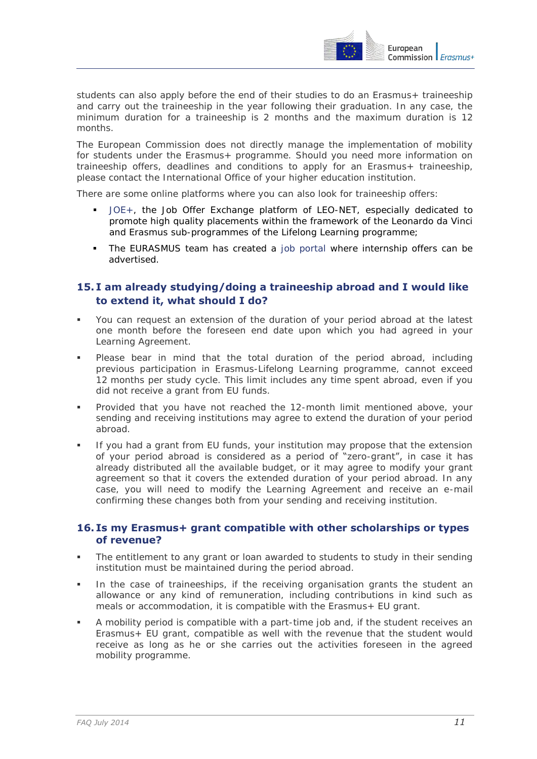students can also apply before the end of their studies to do an Erasmus+ traineeship and carry out the traineeship in the year following their graduation. In any case, the minimum duration for a traineeship is 2 months and the maximum duration is 12 months.

The European Commission does not directly manage the implementation of mobility for students under the Erasmus+ programme. Should you need more information on traineeship offers, deadlines and conditions to apply for an Erasmus+ traineeship, please contact the International Office of your higher education institution.

There are some online platforms where you can also look for traineeship offers:

- JOE+, the Job Offer Exchange platform of LEO-NET, especially dedicated to promote high quality placements within the framework of the Leonardo da Vinci and Erasmus sub-programmes of the Lifelong Learning programme;
- The EURASMUS team has created a job portal where internship offers can be advertised.

## 15. I am already studying/doing a traineeship abroad and I would like to extend it, what should I do?

- You can request an extension of the duration of your period abroad at the latest one month before the foreseen end date upon which you had agreed in your Learning Agreement.
- Please bear in mind that the total duration of the period abroad, including previous participation in Erasmus-Lifelong Learning programme, cannot exceed 12 months per study cycle. This limit includes any time spent abroad, even if you did not receive a grant from EU funds.
- Provided that you have not reached the 12-month limit mentioned above, your sending and receiving institutions may agree to extend the duration of your period abroad.
- If you had a grant from EU funds, your institution may propose that the extension of your period abroad is considered as a period of "zero-grant", in case it has already distributed all the available budget, or it may agree to modify your grant agreement so that it covers the extended duration of your period abroad. In any case, you will need to modify the Learning Agreement and receive an e-mail confirming these changes both from your sending and receiving institution.

## 16. Is my Erasmus+ grant compatible with other scholarships or types of revenue?

- The entitlement to any grant or loan awarded to students to study in their sending institution must be maintained during the period abroad.
- In the case of traineeships, if the receiving organisation grants the student an allowance or any kind of remuneration, including contributions in kind such as meals or accommodation, it is compatible with the Erasmus+ EU grant.
- A mobility period is compatible with a part-time job and, if the student receives an Erasmus+ EU grant, compatible as well with the revenue that the student would receive as long as he or she carries out the activities foreseen in the agreed mobility programme.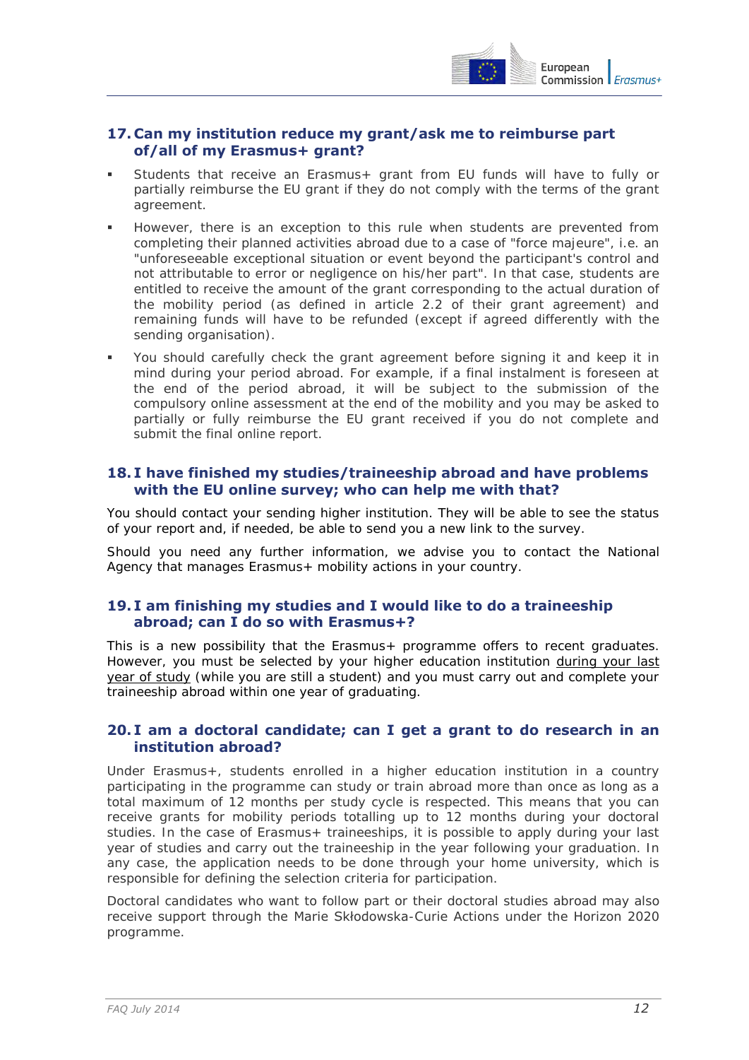## 17. Can my institution reduce my grant/ask me to reimburse part of/all of my Erasmus+ grant?

- Students that receive an Erasmus+ grant from EU funds will have to fully or partially reimburse the EU grant if they do not comply with the terms of the grant agreement.
- However, there is an exception to this rule when students are prevented from completing their planned activities abroad due to a case of "force majeure", i.e. an "unforeseeable exceptional situation or event beyond the participant's control and not attributable to error or negligence on his/her part". In that case, students are entitled to receive the amount of the grant corresponding to the actual duration of the mobility period (as defined in article 2.2 of their grant agreement) and remaining funds will have to be refunded (except if agreed differently with the sending organisation).
- You should carefully check the grant agreement before signing it and keep it in mind during your period abroad. For example, if a final instalment is foreseen at the end of the period abroad, it will be subject to the submission of the compulsory online assessment at the end of the mobility and you may be asked to partially or fully reimburse the EU grant received if you do not complete and submit the final online report.

## 18. I have finished my studies/traineeship abroad and have problems with the EU online survey; who can help me with that?

You should contact your sending higher institution. They will be able to see the status of your report and, if needed, be able to send you a new link to the survey.

Should you need any further information, we advise you to contact the National Agency that manages Erasmus+ mobility actions in your country.

## 19. I am finishing my studies and I would like to do a traineeship abroad; can I do so with Erasmus+?

This is a new possibility that the Erasmus+ programme offers to recent graduates. However, you must be selected by your higher education institution <u>during your last year of study</u> (while you are still a student) and you must carry out and complete your traineeship abroad within one year of graduating.

## 20. I am a doctoral candidate; can I get a grant to do research in an institution abroad?

Under Erasmus+, students enrolled in a higher education institution in a country participating in the programme can study or train abroad more than once as long as a total maximum of 12 months per study cycle is respected. This means that you can receive grants for mobility periods totalling up to 12 months during your doctoral studies. In the case of Erasmus+ traineeships, it is possible to apply during your last year of studies and carry out the traineeship in the year following your graduation. In any case, the application needs to be done through your home university, which is responsible for defining the selection criteria for participation.

Doctoral candidates who want to follow part or their doctoral studies abroad may also receive support through the Marie Skłodowska-Curie Actions under the Horizon 2020 programme.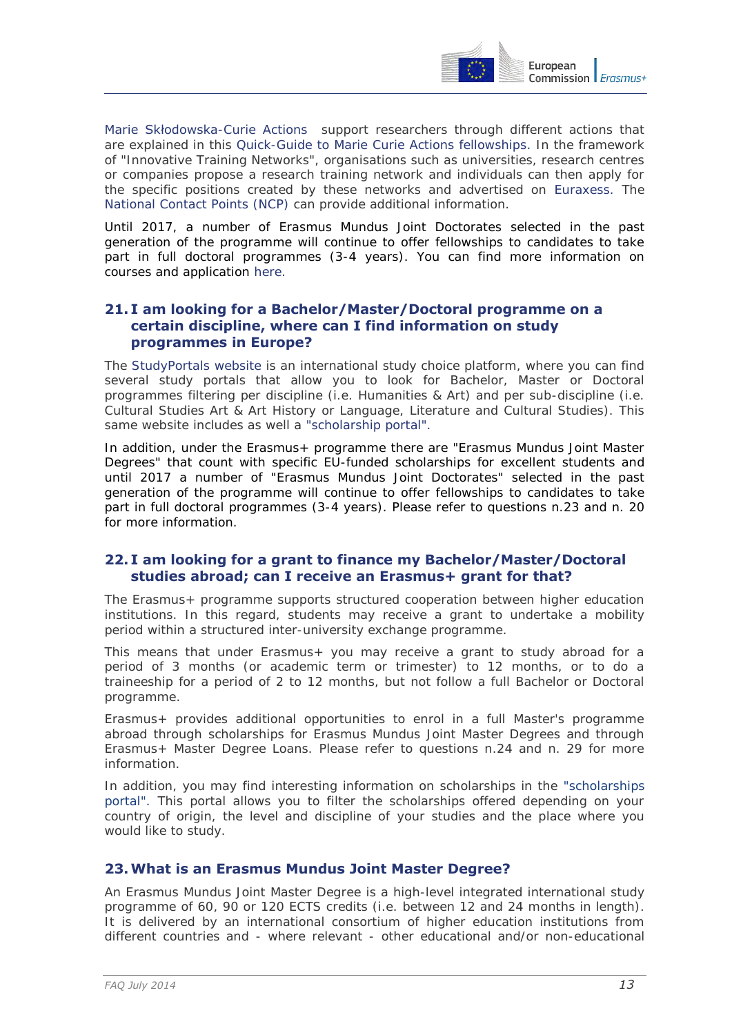Marie Skłodowska-Curie Actions support researchers through different actions that are explained in this Quick-Guide to Marie Curie Actions fellowships. In the framework of "Innovative Training Networks", organisations such as universities, research centres or companies propose a research training network and individuals can then apply for the specific positions created by these networks and advertised on Euraxess. The National Contact Points (NCP) can provide additional information.

Until 2017, a number of Erasmus Mundus Joint Doctorates selected in the past generation of the programme will continue to offer fellowships to candidates to take part in full doctoral programmes (3-4 years). You can find more information on courses and application here.

## 21. I am looking for a Bachelor/Master/Doctoral programme on a certain discipline, where can I find information on study programmes in Europe?

The StudyPortals website is an international study choice platform, where you can find several study portals that allow you to look for Bachelor, Master or Doctoral programmes filtering per discipline (i.e. Humanities & Art) and per sub-discipline (i.e. Cultural Studies Art & Art History or Language, Literature and Cultural Studies). This same website includes as well a "scholarship portal".

In addition, under the Erasmus+ programme there are "Erasmus Mundus Joint Master Degrees" that count with specific EU-funded scholarships for excellent students and until 2017 a number of "Erasmus Mundus Joint Doctorates" selected in the past generation of the programme will continue to offer fellowships to candidates to take part in full doctoral programmes (3-4 years). Please refer to questions n.23 and n. 20 for more information.

## 22. I am looking for a grant to finance my Bachelor/Master/Doctoral studies abroad; can I receive an Erasmus+ grant for that?

The Erasmus+ programme supports structured cooperation between higher education institutions. In this regard, students may receive a grant to undertake a mobility period within a structured inter-university exchange programme.

This means that under Erasmus+ you may receive a grant to study abroad for a period of 3 months (or academic term or trimester) to 12 months, or to do a traineeship for a period of 2 to 12 months, but not follow a full Bachelor or Doctoral programme.

Erasmus+ provides additional opportunities to enrol in a full Master's programme abroad through scholarships for Erasmus Mundus Joint Master Degrees and through Erasmus+ Master Degree Loans. Please refer to questions n.24 and n. 29 for more information.

In addition, you may find interesting information on scholarships in the "scholarships portal". This portal allows you to filter the scholarships offered depending on your country of origin, the level and discipline of your studies and the place where you would like to study.

## 23. What is an Erasmus Mundus Joint Master Degree?

An Erasmus Mundus Joint Master Degree is a high-level integrated international study programme of 60, 90 or 120 ECTS credits (i.e. between 12 and 24 months in length). It is delivered by an international consortium of higher education institutions from different countries and - where relevant - other educational and/or non-educational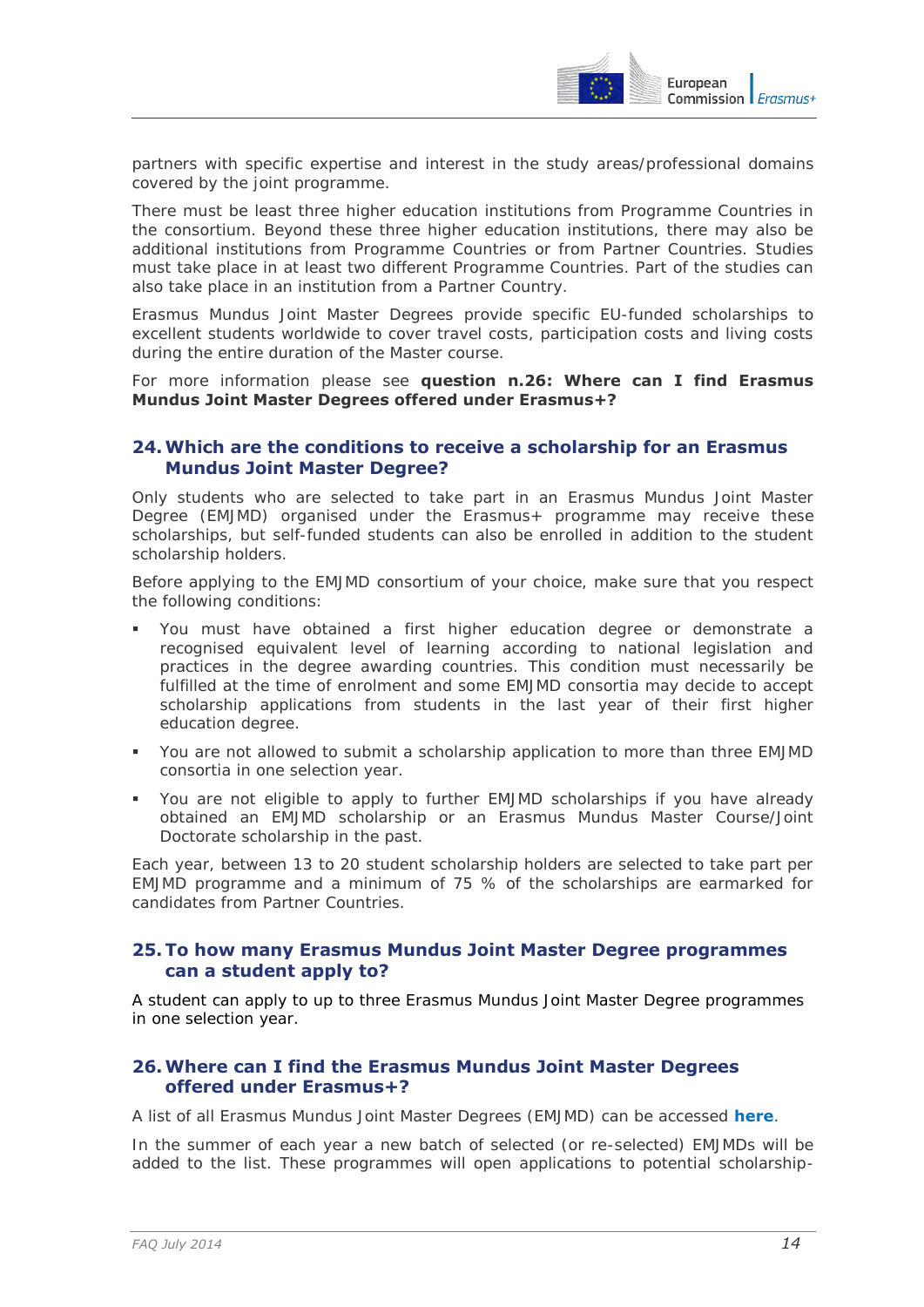partners with specific expertise and interest in the study areas/professional domains covered by the joint programme.

There must be least three higher education institutions from Programme Countries in the consortium. Beyond these three higher education institutions, there may also be additional institutions from Programme Countries or from Partner Countries. Studies must take place in at least two different Programme Countries. Part of the studies can also take place in an institution from a Partner Country.

Erasmus Mundus Joint Master Degrees provide specific EU-funded scholarships to excellent students worldwide to cover travel costs, participation costs and living costs during the entire duration of the Master course.

For more information please see **question n.26: Where can I find Erasmus Mundus Joint Master Degrees offered under Erasmus+?**

## 24. Which are the conditions to receive a scholarship for an Erasmus Mundus Joint Master Degree?

Only students who are selected to take part in an Erasmus Mundus Joint Master Degree (EMJMD) organised under the Erasmus+ programme may receive these scholarships, but self-funded students can also be enrolled in addition to the student scholarship holders.

Before applying to the EMJMD consortium of your choice, make sure that you respect the following conditions:

- You must have obtained a first higher education degree or demonstrate a recognised equivalent level of learning according to national legislation and practices in the degree awarding countries. This condition must necessarily be fulfilled at the time of enrolment and some EMJMD consortia may decide to accept scholarship applications from students in the last year of their first higher education degree.
- You are not allowed to submit a scholarship application to more than three EMJMD consortia in one selection year.
- You are not eligible to apply to further EMJMD scholarships if you have already obtained an EMJMD scholarship or an Erasmus Mundus Master Course/Joint Doctorate scholarship in the past.

Each year, between 13 to 20 student scholarship holders are selected to take part per EMJMD programme and a minimum of 75 % of the scholarships are earmarked for candidates from Partner Countries.

## 25. To how many Erasmus Mundus Joint Master Degree programmes can a student apply to?

A student can apply to up to three Erasmus Mundus Joint Master Degree programmes in one selection year.

## 26. Where can I find the Erasmus Mundus Joint Master Degrees offered under Erasmus+?

A list of all Erasmus Mundus Joint Master Degrees (EMJMD) can be accessed **here**.

In the summer of each year a new batch of selected (or re-selected) EMJMDs will be added to the list. These programmes will open applications to potential scholarship-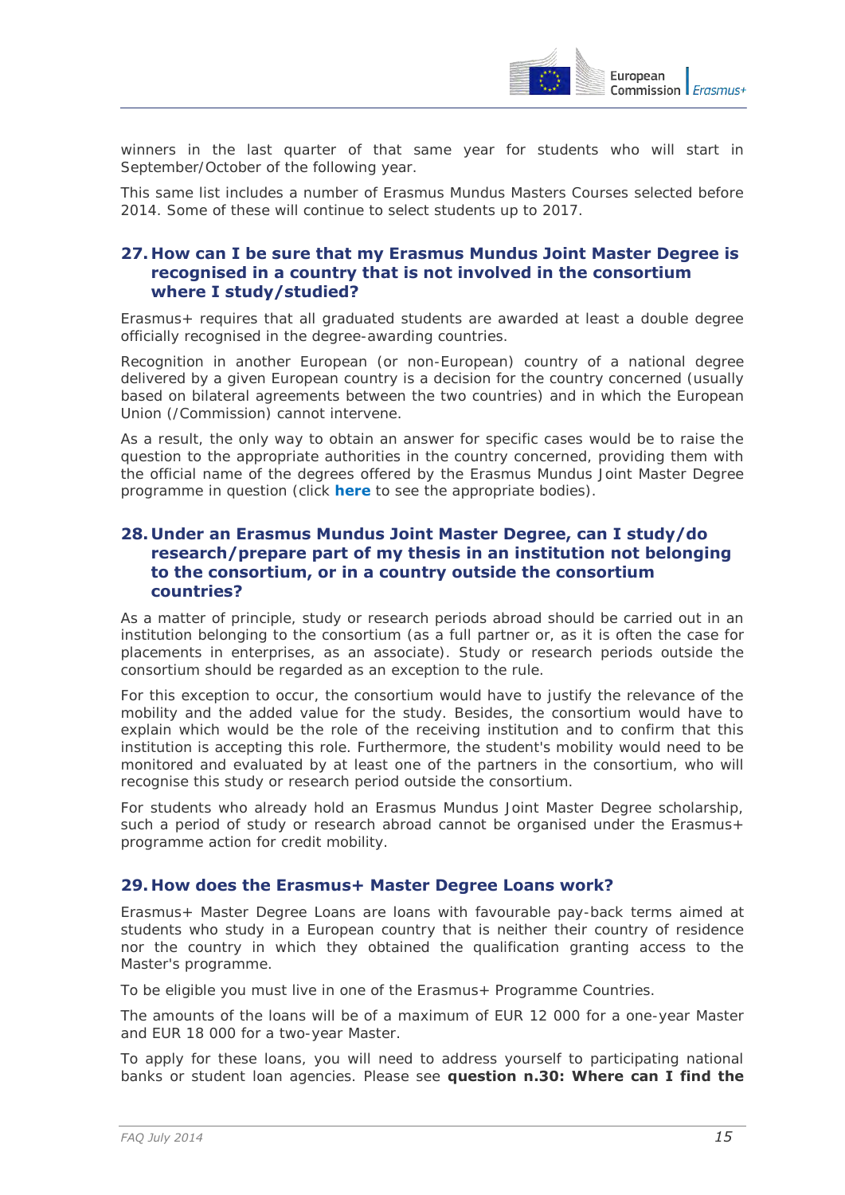winners in the last quarter of that same year for students who will start in September/October of the following year.

This same list includes a number of Erasmus Mundus Masters Courses selected before 2014. Some of these will continue to select students up to 2017.

### 27. How can I be sure that my Erasmus Mundus Joint Master Degree is recognised in a country that is not involved in the consortium where I study/studied?

Erasmus+ requires that all graduated students are awarded at least a double degree officially recognised in the degree-awarding countries.

Recognition in another European (or non-European) country of a national degree delivered by a given European country is a decision for the country concerned (usually based on bilateral agreements between the two countries) and in which the European Union (/Commission) cannot intervene.

As a result, the only way to obtain an answer for specific cases would be to raise the question to the appropriate authorities in the country concerned, providing them with the official name of the degrees offered by the Erasmus Mundus Joint Master Degree programme in question (click **here** to see the appropriate bodies).

### 28. Under an Erasmus Mundus Joint Master Degree, can I study/do research/prepare part of my thesis in an institution not belonging to the consortium, or in a country outside the consortium countries?

As a matter of principle, study or research periods abroad should be carried out in an institution belonging to the consortium (as a full partner or, as it is often the case for placements in enterprises, as an associate). Study or research periods outside the consortium should be regarded as an exception to the rule.

For this exception to occur, the consortium would have to justify the relevance of the mobility and the added value for the study. Besides, the consortium would have to explain which would be the role of the receiving institution and to confirm that this institution is accepting this role. Furthermore, the student's mobility would need to be monitored and evaluated by at least one of the partners in the consortium, who will recognise this study or research period outside the consortium.

For students who already hold an Erasmus Mundus Joint Master Degree scholarship, such a period of study or research abroad cannot be organised under the Erasmus+ programme action for credit mobility.

### 29. How does the Erasmus+ Master Degree Loans work?

Erasmus+ Master Degree Loans are loans with favourable pay-back terms aimed at students who study in a European country that is neither their country of residence nor the country in which they obtained the qualification granting access to the Master's programme.

To be eligible you must live in one of the Erasmus+ Programme Countries.

The amounts of the loans will be of a maximum of EUR 12 000 for a one-year Master and EUR 18 000 for a two-year Master.

To apply for these loans, you will need to address yourself to participating national banks or student loan agencies. Please see **question n.30: Where can I find the**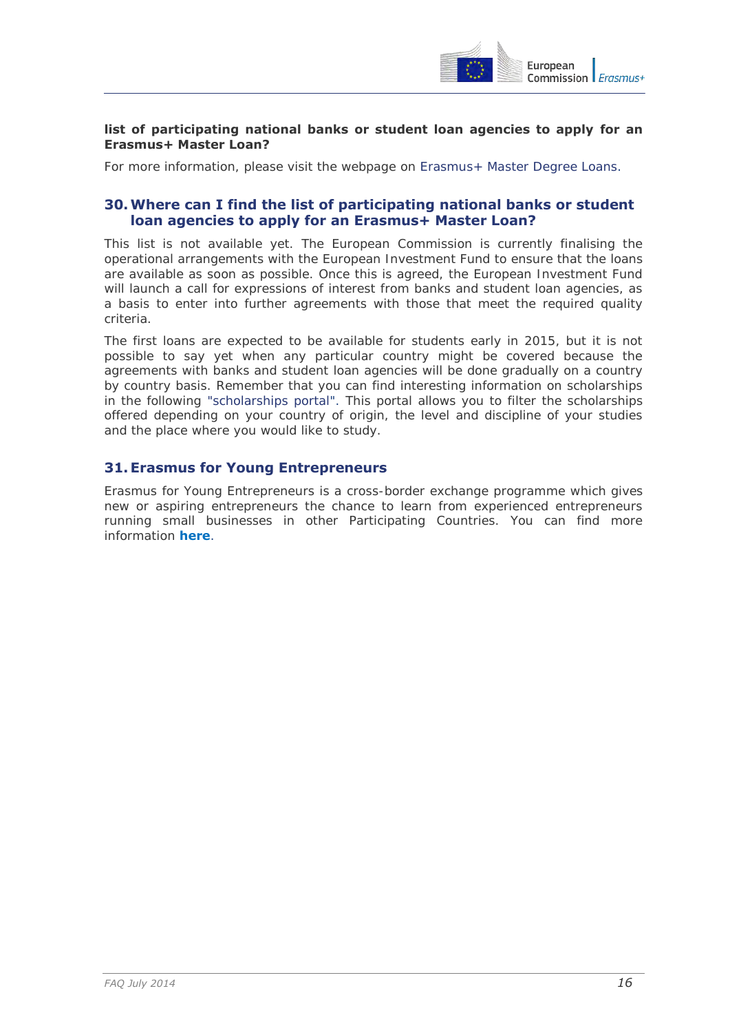**list of participating national banks or student loan agencies to apply for an Erasmus+ Master Loan?**

For more information, please visit the webpage on Erasmus+ Master Degree Loans.

### 30. Where can I find the list of participating national banks or student loan agencies to apply for an Erasmus+ Master Loan?

This list is not available yet. The European Commission is currently finalising the operational arrangements with the European Investment Fund to ensure that the loans are available as soon as possible. Once this is agreed, the European Investment Fund will launch a call for expressions of interest from banks and student loan agencies, as a basis to enter into further agreements with those that meet the required quality criteria.

The first loans are expected to be available for students early in 2015, but it is not possible to say yet when any particular country might be covered because the agreements with banks and student loan agencies will be done gradually on a country by country basis. Remember that you can find interesting information on scholarships in the following "scholarships portal". This portal allows you to filter the scholarships offered depending on your country of origin, the level and discipline of your studies and the place where you would like to study.

### 31. Erasmus for Young Entrepreneurs

Erasmus for Young Entrepreneurs is a cross-border exchange programme which gives new or aspiring entrepreneurs the chance to learn from experienced entrepreneurs running small businesses in other Participating Countries. You can find more information **here**.